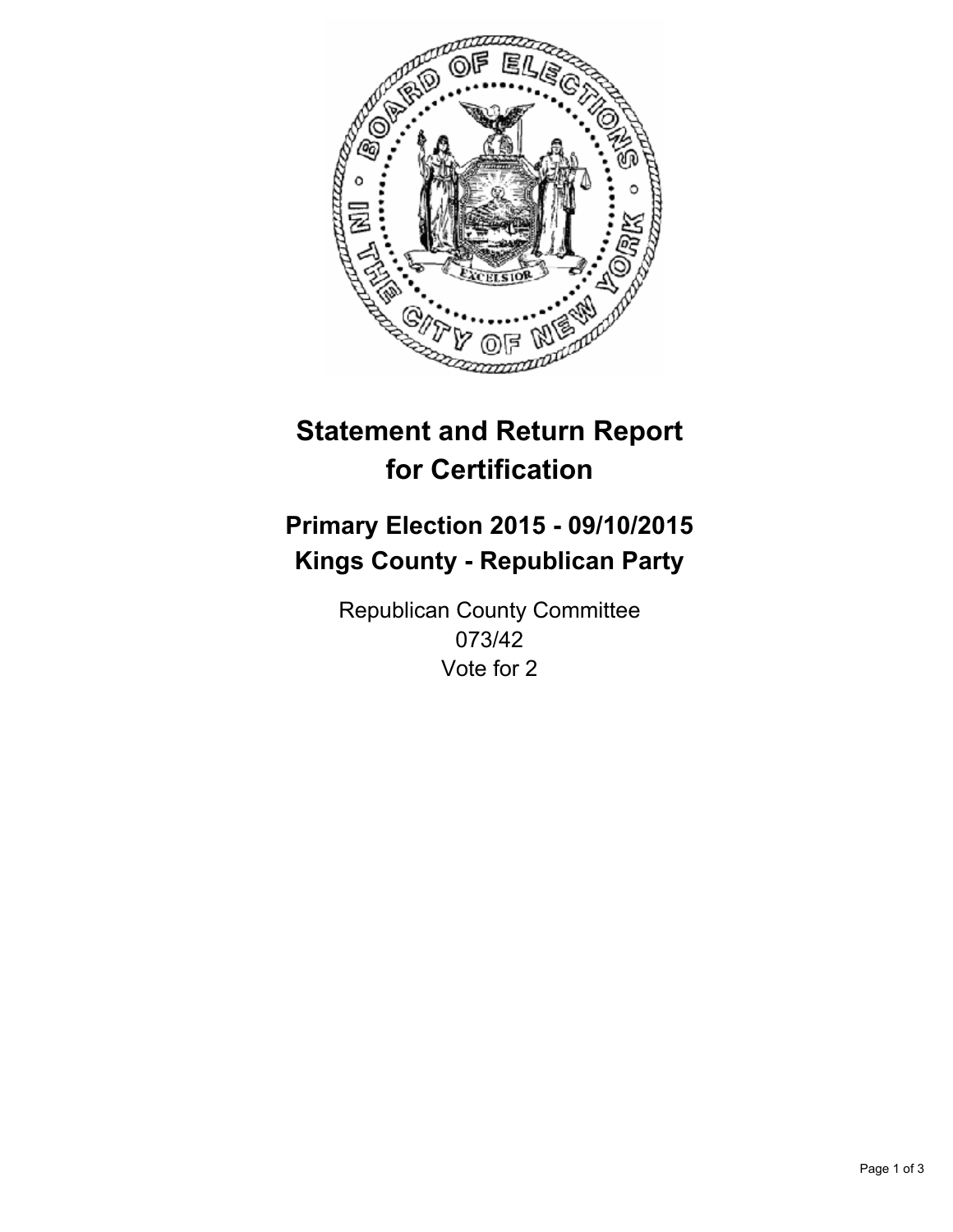# Statement and Return Report for Certification

## Primary Election 2015 - 09/10/2015
## Kings County - Republican Party

Republican County Committee
073/42
Vote for 2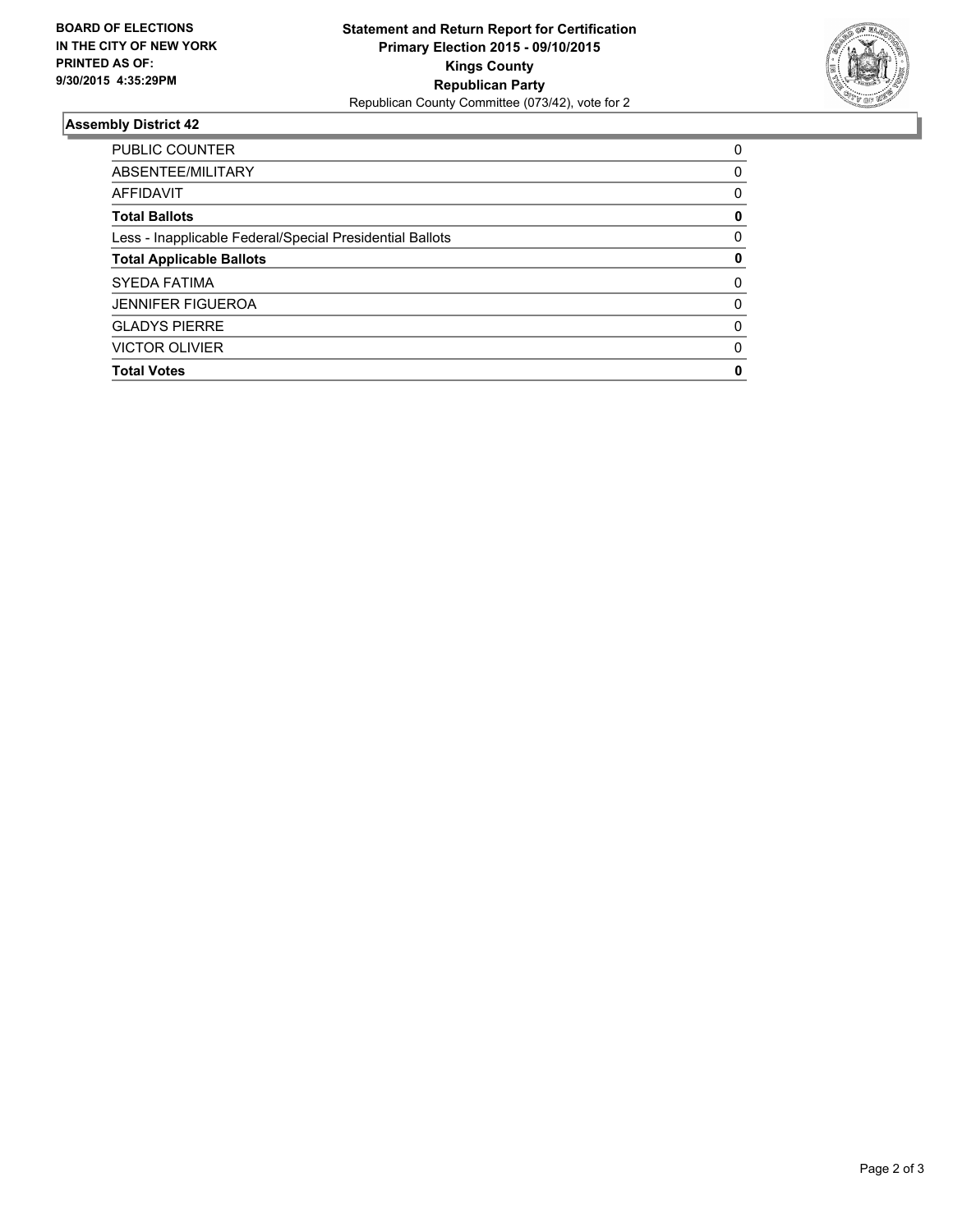**BOARD OF ELECTIONS IN THE CITY OF NEW YORK PRINTED AS OF: 9/30/2015 4:35:29PM**

**Statement and Return Report for Certification**
**Primary Election 2015 - 09/10/2015**
**Kings County**
**Republican Party**
Republican County Committee (073/42), vote for 2

## Assembly District 42

| | |
|---|---|
| PUBLIC COUNTER | 0 |
| ABSENTEE/MILITARY | 0 |
| AFFIDAVIT | 0 |
| **Total Ballots** | **0** |
| Less - Inapplicable Federal/Special Presidential Ballots | 0 |
| **Total Applicable Ballots** | **0** |
| SYEDA FATIMA | 0 |
| JENNIFER FIGUEROA | 0 |
| GLADYS PIERRE | 0 |
| VICTOR OLIVIER | 0 |
| **Total Votes** | **0** |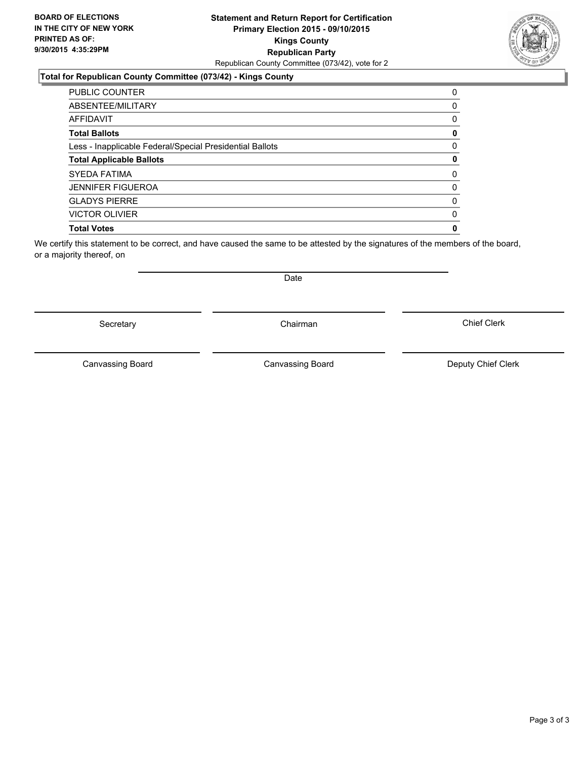**BOARD OF ELECTIONS IN THE CITY OF NEW YORK PRINTED AS OF: 9/30/2015 4:35:29PM**

**Statement and Return Report for Certification**
**Primary Election 2015 - 09/10/2015**
**Kings County**
**Republican Party**
Republican County Committee (073/42), vote for 2

### Total for Republican County Committee (073/42) - Kings County

| | |
|---|---|
| PUBLIC COUNTER | 0 |
| ABSENTEE/MILITARY | 0 |
| AFFIDAVIT | 0 |
| **Total Ballots** | **0** |
| Less - Inapplicable Federal/Special Presidential Ballots | 0 |
| **Total Applicable Ballots** | **0** |
| SYEDA FATIMA | 0 |
| JENNIFER FIGUEROA | 0 |
| GLADYS PIERRE | 0 |
| VICTOR OLIVIER | 0 |
| **Total Votes** | **0** |

We certify this statement to be correct, and have caused the same to be attested by the signatures of the members of the board, or a majority thereof, on

Date

Secretary | Chairman | Chief Clerk

Canvassing Board | Canvassing Board | Deputy Chief Clerk